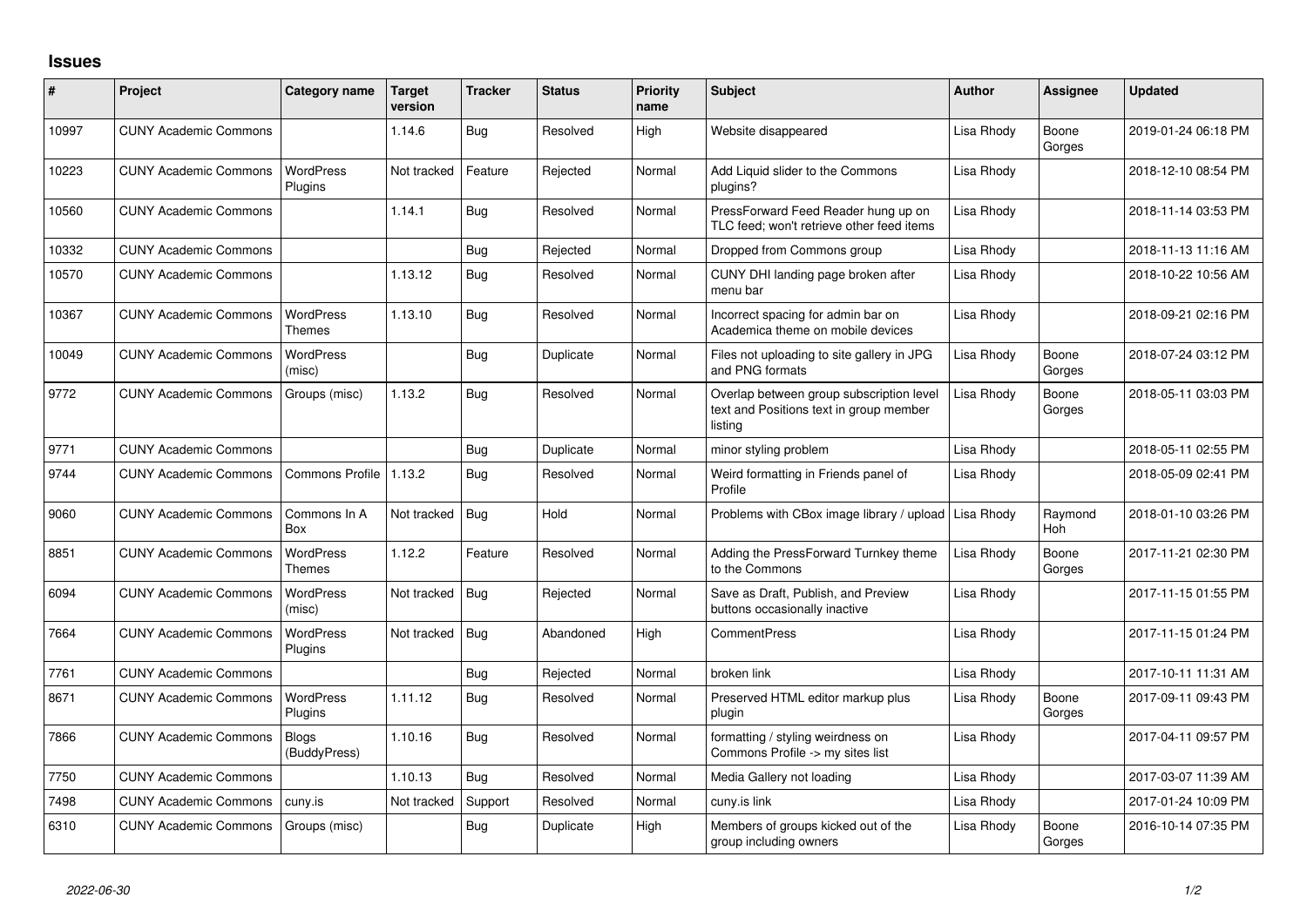# Issues

| # | Project | Category name | Target version | Tracker | Status | Priority name | Subject | Author | Assignee | Updated |
|---|---|---|---|---|---|---|---|---|---|---|
| 10997 | CUNY Academic Commons | | 1.14.6 | Bug | Resolved | High | Website disappeared | Lisa Rhody | Boone Gorges | 2019-01-24 06:18 PM |
| 10223 | CUNY Academic Commons | WordPress Plugins | Not tracked | Feature | Rejected | Normal | Add Liquid slider to the Commons plugins? | Lisa Rhody | | 2018-12-10 08:54 PM |
| 10560 | CUNY Academic Commons | | 1.14.1 | Bug | Resolved | Normal | PressForward Feed Reader hung up on TLC feed; won't retrieve other feed items | Lisa Rhody | | 2018-11-14 03:53 PM |
| 10332 | CUNY Academic Commons | | | Bug | Rejected | Normal | Dropped from Commons group | Lisa Rhody | | 2018-11-13 11:16 AM |
| 10570 | CUNY Academic Commons | | 1.13.12 | Bug | Resolved | Normal | CUNY DHI landing page broken after menu bar | Lisa Rhody | | 2018-10-22 10:56 AM |
| 10367 | CUNY Academic Commons | WordPress Themes | 1.13.10 | Bug | Resolved | Normal | Incorrect spacing for admin bar on Academica theme on mobile devices | Lisa Rhody | | 2018-09-21 02:16 PM |
| 10049 | CUNY Academic Commons | WordPress (misc) | | Bug | Duplicate | Normal | Files not uploading to site gallery in JPG and PNG formats | Lisa Rhody | Boone Gorges | 2018-07-24 03:12 PM |
| 9772 | CUNY Academic Commons | Groups (misc) | 1.13.2 | Bug | Resolved | Normal | Overlap between group subscription level text and Positions text in group member listing | Lisa Rhody | Boone Gorges | 2018-05-11 03:03 PM |
| 9771 | CUNY Academic Commons | | | Bug | Duplicate | Normal | minor styling problem | Lisa Rhody | | 2018-05-11 02:55 PM |
| 9744 | CUNY Academic Commons | Commons Profile | 1.13.2 | Bug | Resolved | Normal | Weird formatting in Friends panel of Profile | Lisa Rhody | | 2018-05-09 02:41 PM |
| 9060 | CUNY Academic Commons | Commons In A Box | Not tracked | Bug | Hold | Normal | Problems with CBox image library / upload | Lisa Rhody | Raymond Hoh | 2018-01-10 03:26 PM |
| 8851 | CUNY Academic Commons | WordPress Themes | 1.12.2 | Feature | Resolved | Normal | Adding the PressForward Turnkey theme to the Commons | Lisa Rhody | Boone Gorges | 2017-11-21 02:30 PM |
| 6094 | CUNY Academic Commons | WordPress (misc) | Not tracked | Bug | Rejected | Normal | Save as Draft, Publish, and Preview buttons occasionally inactive | Lisa Rhody | | 2017-11-15 01:55 PM |
| 7664 | CUNY Academic Commons | WordPress Plugins | Not tracked | Bug | Abandoned | High | CommentPress | Lisa Rhody | | 2017-11-15 01:24 PM |
| 7761 | CUNY Academic Commons | | | Bug | Rejected | Normal | broken link | Lisa Rhody | | 2017-10-11 11:31 AM |
| 8671 | CUNY Academic Commons | WordPress Plugins | 1.11.12 | Bug | Resolved | Normal | Preserved HTML editor markup plus plugin | Lisa Rhody | Boone Gorges | 2017-09-11 09:43 PM |
| 7866 | CUNY Academic Commons | Blogs (BuddyPress) | 1.10.16 | Bug | Resolved | Normal | formatting / styling weirdness on Commons Profile -> my sites list | Lisa Rhody | | 2017-04-11 09:57 PM |
| 7750 | CUNY Academic Commons | | 1.10.13 | Bug | Resolved | Normal | Media Gallery not loading | Lisa Rhody | | 2017-03-07 11:39 AM |
| 7498 | CUNY Academic Commons | cuny.is | Not tracked | Support | Resolved | Normal | cuny.is link | Lisa Rhody | | 2017-01-24 10:09 PM |
| 6310 | CUNY Academic Commons | Groups (misc) | | Bug | Duplicate | High | Members of groups kicked out of the group including owners | Lisa Rhody | Boone Gorges | 2016-10-14 07:35 PM |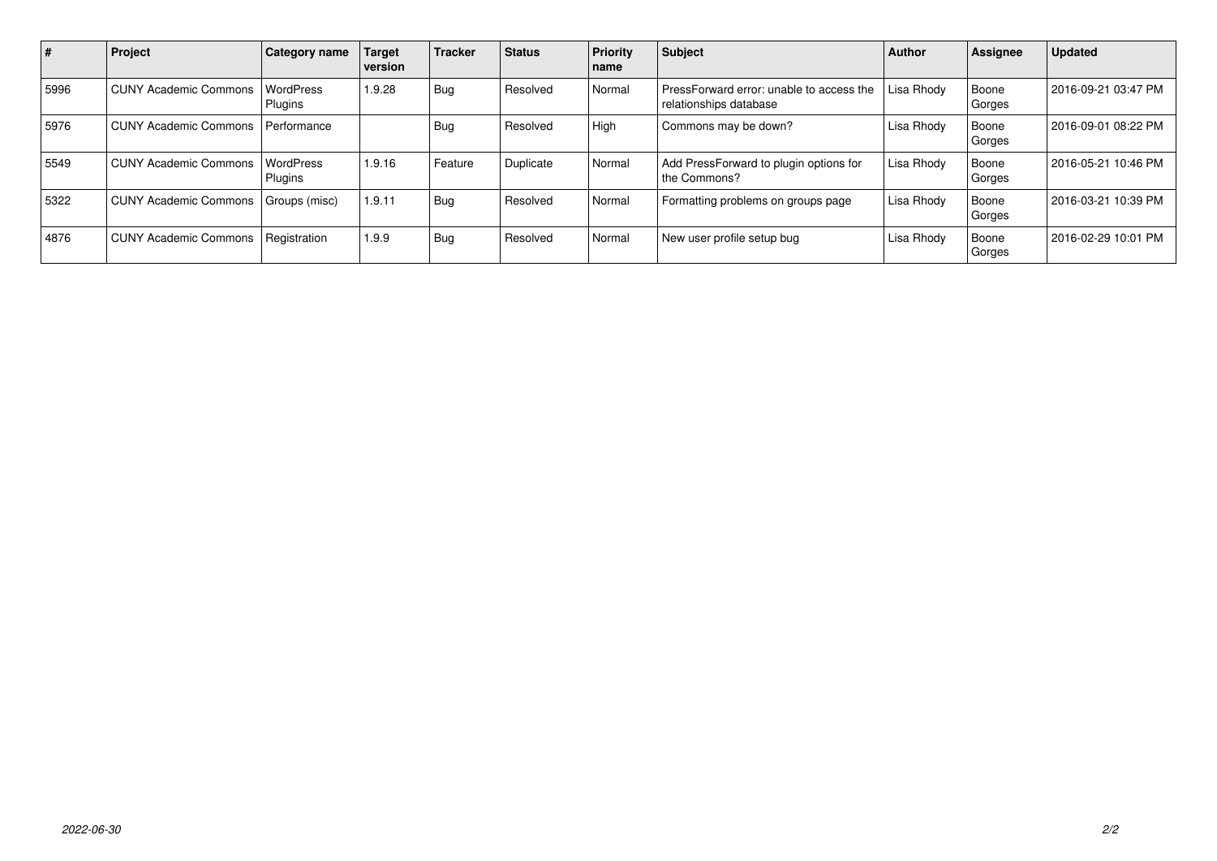| # | Project | Category name | Target version | Tracker | Status | Priority name | Subject | Author | Assignee | Updated |
|---|---|---|---|---|---|---|---|---|---|---|
| 5996 | CUNY Academic Commons | WordPress Plugins | 1.9.28 | Bug | Resolved | Normal | PressForward error: unable to access the relationships database | Lisa Rhody | Boone Gorges | 2016-09-21 03:47 PM |
| 5976 | CUNY Academic Commons | Performance | | Bug | Resolved | High | Commons may be down? | Lisa Rhody | Boone Gorges | 2016-09-01 08:22 PM |
| 5549 | CUNY Academic Commons | WordPress Plugins | 1.9.16 | Feature | Duplicate | Normal | Add PressForward to plugin options for the Commons? | Lisa Rhody | Boone Gorges | 2016-05-21 10:46 PM |
| 5322 | CUNY Academic Commons | Groups (misc) | 1.9.11 | Bug | Resolved | Normal | Formatting problems on groups page | Lisa Rhody | Boone Gorges | 2016-03-21 10:39 PM |
| 4876 | CUNY Academic Commons | Registration | 1.9.9 | Bug | Resolved | Normal | New user profile setup bug | Lisa Rhody | Boone Gorges | 2016-02-29 10:01 PM |